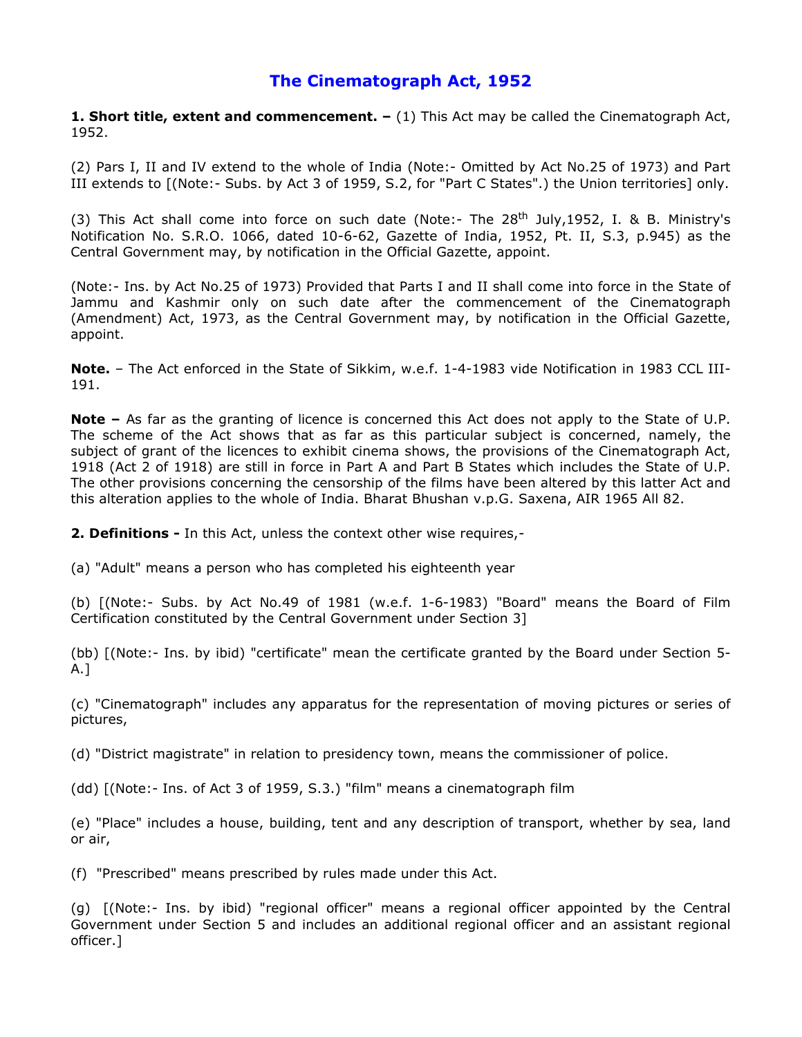# The Cinematograph Act, 1952

**1. Short title, extent and commencement. –** (1) This Act may be called the Cinematograph Act, 1952.

(2) Pars I, II and IV extend to the whole of India (Note:- Omitted by Act No.25 of 1973) and Part III extends to [(Note:- Subs. by Act 3 of 1959, S.2, for "Part C States".) the Union territories] only.

(3) This Act shall come into force on such date (Note:- The 28th July,1952, I. & B. Ministry's Notification No. S.R.O. 1066, dated 10-6-62, Gazette of India, 1952, Pt. II, S.3, p.945) as the Central Government may, by notification in the Official Gazette, appoint.

(Note:- Ins. by Act No.25 of 1973) Provided that Parts I and II shall come into force in the State of Jammu and Kashmir only on such date after the commencement of the Cinematograph (Amendment) Act, 1973, as the Central Government may, by notification in the Official Gazette, appoint.

**Note.** – The Act enforced in the State of Sikkim, w.e.f. 1-4-1983 vide Notification in 1983 CCL III-191.

**Note –** As far as the granting of licence is concerned this Act does not apply to the State of U.P. The scheme of the Act shows that as far as this particular subject is concerned, namely, the subject of grant of the licences to exhibit cinema shows, the provisions of the Cinematograph Act, 1918 (Act 2 of 1918) are still in force in Part A and Part B States which includes the State of U.P. The other provisions concerning the censorship of the films have been altered by this latter Act and this alteration applies to the whole of India. Bharat Bhushan v.p.G. Saxena, AIR 1965 All 82.

**2. Definitions -** In this Act, unless the context other wise requires,-

(a) "Adult" means a person who has completed his eighteenth year

(b) [(Note:- Subs. by Act No.49 of 1981 (w.e.f. 1-6-1983) "Board" means the Board of Film Certification constituted by the Central Government under Section 3]

(bb) [(Note:- Ins. by ibid) "certificate" mean the certificate granted by the Board under Section 5-A.]

(c) "Cinematograph" includes any apparatus for the representation of moving pictures or series of pictures,

(d) "District magistrate" in relation to presidency town, means the commissioner of police.

(dd) [(Note:- Ins. of Act 3 of 1959, S.3.) "film" means a cinematograph film

(e) "Place" includes a house, building, tent and any description of transport, whether by sea, land or air,

(f) "Prescribed" means prescribed by rules made under this Act.

(g) [(Note:- Ins. by ibid) "regional officer" means a regional officer appointed by the Central Government under Section 5 and includes an additional regional officer and an assistant regional officer.]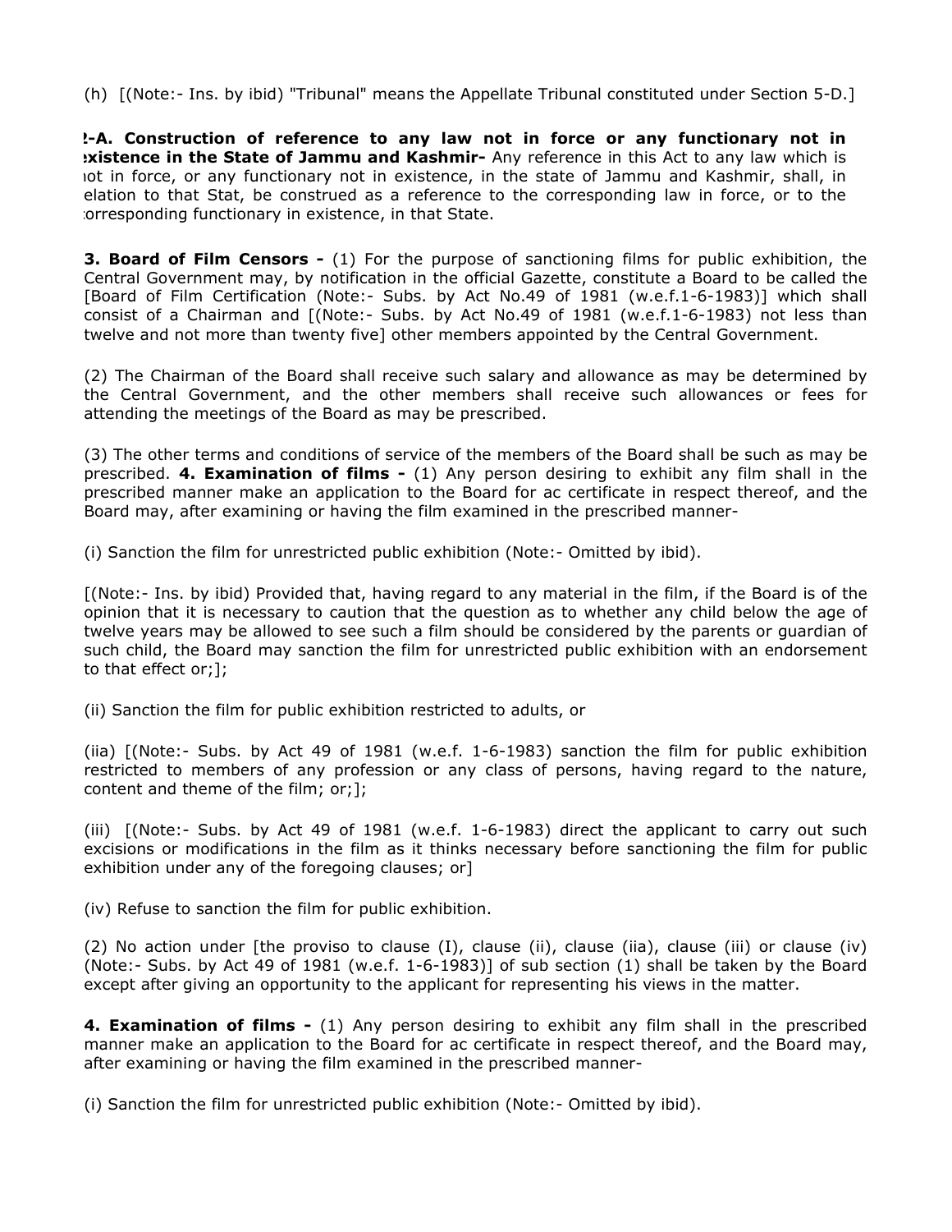(h) [(Note:- Ins. by ibid) "Tribunal" means the Appellate Tribunal constituted under Section 5-D.]

**2-A. Construction of reference to any law not in force or any functionary not in existence in the State of Jammu and Kashmir-** Any reference in this Act to any law which is not in force, or any functionary not in existence, in the state of Jammu and Kashmir, shall, in relation to that Stat, be construed as a reference to the corresponding law in force, or to the corresponding functionary in existence, in that State.

**3. Board of Film Censors -** (1) For the purpose of sanctioning films for public exhibition, the Central Government may, by notification in the official Gazette, constitute a Board to be called the [Board of Film Certification (Note:- Subs. by Act No.49 of 1981 (w.e.f.1-6-1983)] which shall consist of a Chairman and [(Note:- Subs. by Act No.49 of 1981 (w.e.f.1-6-1983) not less than twelve and not more than twenty five] other members appointed by the Central Government.

(2) The Chairman of the Board shall receive such salary and allowance as may be determined by the Central Government, and the other members shall receive such allowances or fees for attending the meetings of the Board as may be prescribed.

(3) The other terms and conditions of service of the members of the Board shall be such as may be prescribed. **4. Examination of films -** (1) Any person desiring to exhibit any film shall in the prescribed manner make an application to the Board for ac certificate in respect thereof, and the Board may, after examining or having the film examined in the prescribed manner-

(i) Sanction the film for unrestricted public exhibition (Note:- Omitted by ibid).

[(Note:- Ins. by ibid) Provided that, having regard to any material in the film, if the Board is of the opinion that it is necessary to caution that the question as to whether any child below the age of twelve years may be allowed to see such a film should be considered by the parents or guardian of such child, the Board may sanction the film for unrestricted public exhibition with an endorsement to that effect or;];

(ii) Sanction the film for public exhibition restricted to adults, or

(iia) [(Note:- Subs. by Act 49 of 1981 (w.e.f. 1-6-1983) sanction the film for public exhibition restricted to members of any profession or any class of persons, having regard to the nature, content and theme of the film; or;];

(iii) [(Note:- Subs. by Act 49 of 1981 (w.e.f. 1-6-1983) direct the applicant to carry out such excisions or modifications in the film as it thinks necessary before sanctioning the film for public exhibition under any of the foregoing clauses; or]

(iv) Refuse to sanction the film for public exhibition.

(2) No action under [the proviso to clause (I), clause (ii), clause (iia), clause (iii) or clause (iv) (Note:- Subs. by Act 49 of 1981 (w.e.f. 1-6-1983)] of sub section (1) shall be taken by the Board except after giving an opportunity to the applicant for representing his views in the matter.

**4. Examination of films -** (1) Any person desiring to exhibit any film shall in the prescribed manner make an application to the Board for ac certificate in respect thereof, and the Board may, after examining or having the film examined in the prescribed manner-

(i) Sanction the film for unrestricted public exhibition (Note:- Omitted by ibid).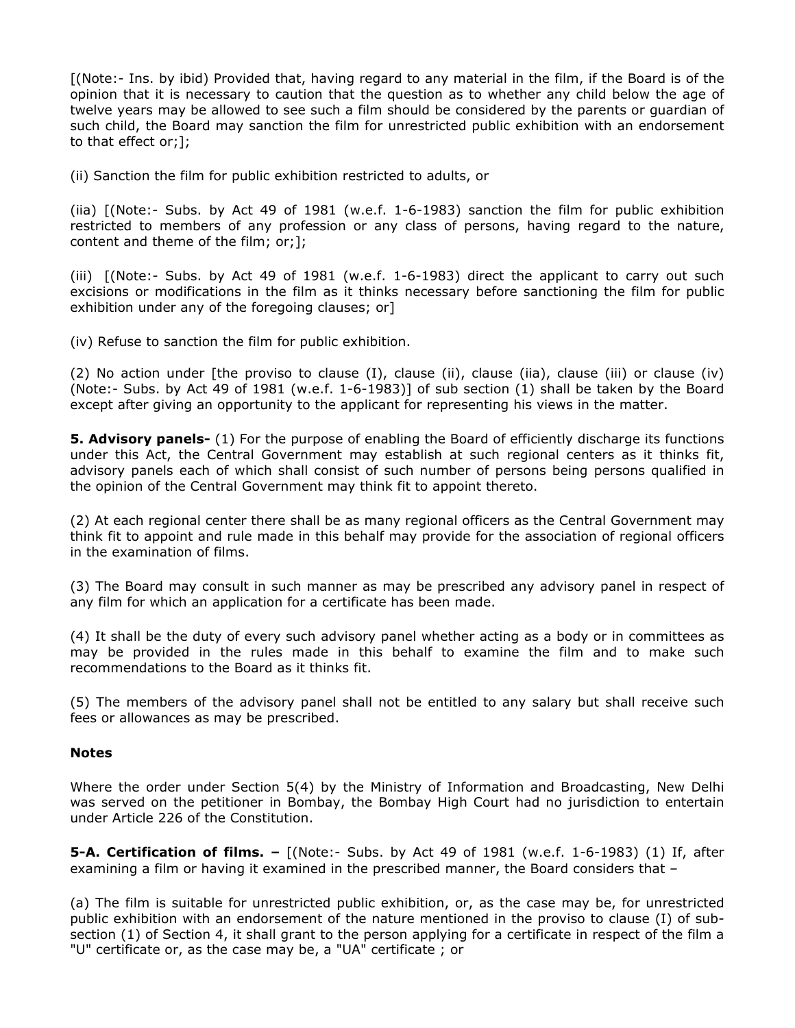[(Note:- Ins. by ibid) Provided that, having regard to any material in the film, if the Board is of the opinion that it is necessary to caution that the question as to whether any child below the age of twelve years may be allowed to see such a film should be considered by the parents or guardian of such child, the Board may sanction the film for unrestricted public exhibition with an endorsement to that effect or;];

(ii) Sanction the film for public exhibition restricted to adults, or

(iia) [(Note:- Subs. by Act 49 of 1981 (w.e.f. 1-6-1983) sanction the film for public exhibition restricted to members of any profession or any class of persons, having regard to the nature, content and theme of the film; or;];

(iii) [(Note:- Subs. by Act 49 of 1981 (w.e.f. 1-6-1983) direct the applicant to carry out such excisions or modifications in the film as it thinks necessary before sanctioning the film for public exhibition under any of the foregoing clauses; or]

(iv) Refuse to sanction the film for public exhibition.

(2) No action under [the proviso to clause (I), clause (ii), clause (iia), clause (iii) or clause (iv) (Note:- Subs. by Act 49 of 1981 (w.e.f. 1-6-1983)] of sub section (1) shall be taken by the Board except after giving an opportunity to the applicant for representing his views in the matter.

**5. Advisory panels-** (1) For the purpose of enabling the Board of efficiently discharge its functions under this Act, the Central Government may establish at such regional centers as it thinks fit, advisory panels each of which shall consist of such number of persons being persons qualified in the opinion of the Central Government may think fit to appoint thereto.

(2) At each regional center there shall be as many regional officers as the Central Government may think fit to appoint and rule made in this behalf may provide for the association of regional officers in the examination of films.

(3) The Board may consult in such manner as may be prescribed any advisory panel in respect of any film for which an application for a certificate has been made.

(4) It shall be the duty of every such advisory panel whether acting as a body or in committees as may be provided in the rules made in this behalf to examine the film and to make such recommendations to the Board as it thinks fit.

(5) The members of the advisory panel shall not be entitled to any salary but shall receive such fees or allowances as may be prescribed.

**Notes**

Where the order under Section 5(4) by the Ministry of Information and Broadcasting, New Delhi was served on the petitioner in Bombay, the Bombay High Court had no jurisdiction to entertain under Article 226 of the Constitution.

**5-A. Certification of films. –** [(Note:- Subs. by Act 49 of 1981 (w.e.f. 1-6-1983) (1) If, after examining a film or having it examined in the prescribed manner, the Board considers that –

(a) The film is suitable for unrestricted public exhibition, or, as the case may be, for unrestricted public exhibition with an endorsement of the nature mentioned in the proviso to clause (I) of sub-section (1) of Section 4, it shall grant to the person applying for a certificate in respect of the film a "U" certificate or, as the case may be, a "UA" certificate ; or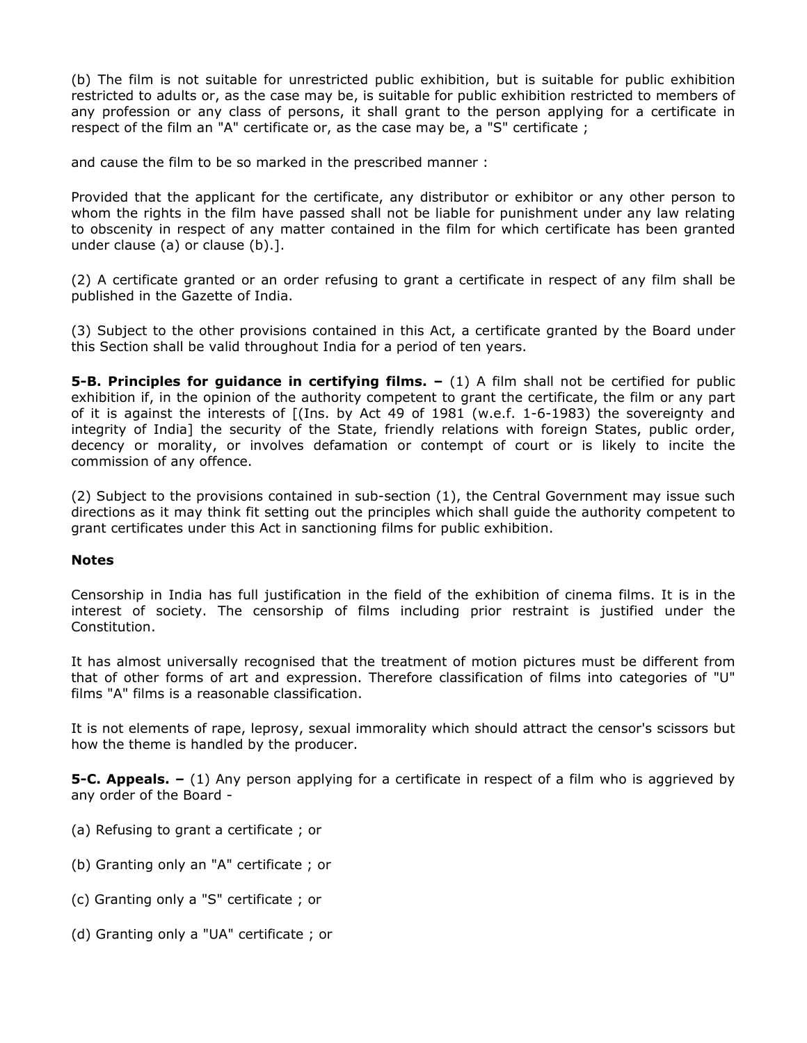(b) The film is not suitable for unrestricted public exhibition, but is suitable for public exhibition restricted to adults or, as the case may be, is suitable for public exhibition restricted to members of any profession or any class of persons, it shall grant to the person applying for a certificate in respect of the film an "A" certificate or, as the case may be, a "S" certificate ;

and cause the film to be so marked in the prescribed manner :

Provided that the applicant for the certificate, any distributor or exhibitor or any other person to whom the rights in the film have passed shall not be liable for punishment under any law relating to obscenity in respect of any matter contained in the film for which certificate has been granted under clause (a) or clause (b).].

(2) A certificate granted or an order refusing to grant a certificate in respect of any film shall be published in the Gazette of India.

(3) Subject to the other provisions contained in this Act, a certificate granted by the Board under this Section shall be valid throughout India for a period of ten years.

**5-B. Principles for guidance in certifying films. –** (1) A film shall not be certified for public exhibition if, in the opinion of the authority competent to grant the certificate, the film or any part of it is against the interests of [(Ins. by Act 49 of 1981 (w.e.f. 1-6-1983) the sovereignty and integrity of India] the security of the State, friendly relations with foreign States, public order, decency or morality, or involves defamation or contempt of court or is likely to incite the commission of any offence.

(2) Subject to the provisions contained in sub-section (1), the Central Government may issue such directions as it may think fit setting out the principles which shall guide the authority competent to grant certificates under this Act in sanctioning films for public exhibition.

**Notes**

Censorship in India has full justification in the field of the exhibition of cinema films. It is in the interest of society. The censorship of films including prior restraint is justified under the Constitution.

It has almost universally recognised that the treatment of motion pictures must be different from that of other forms of art and expression. Therefore classification of films into categories of "U" films "A" films is a reasonable classification.

It is not elements of rape, leprosy, sexual immorality which should attract the censor's scissors but how the theme is handled by the producer.

**5-C. Appeals. –** (1) Any person applying for a certificate in respect of a film who is aggrieved by any order of the Board -

(a) Refusing to grant a certificate ; or

(b) Granting only an "A" certificate ; or

(c) Granting only a "S" certificate ; or

(d) Granting only a "UA" certificate ; or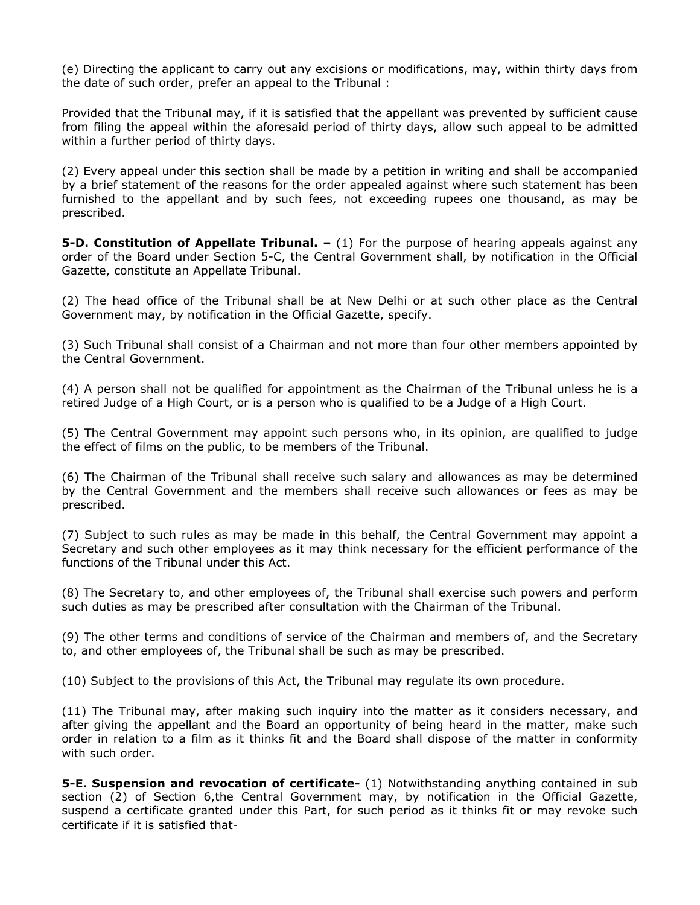(e) Directing the applicant to carry out any excisions or modifications, may, within thirty days from the date of such order, prefer an appeal to the Tribunal :

Provided that the Tribunal may, if it is satisfied that the appellant was prevented by sufficient cause from filing the appeal within the aforesaid period of thirty days, allow such appeal to be admitted within a further period of thirty days.

(2) Every appeal under this section shall be made by a petition in writing and shall be accompanied by a brief statement of the reasons for the order appealed against where such statement has been furnished to the appellant and by such fees, not exceeding rupees one thousand, as may be prescribed.

**5-D. Constitution of Appellate Tribunal. –** (1) For the purpose of hearing appeals against any order of the Board under Section 5-C, the Central Government shall, by notification in the Official Gazette, constitute an Appellate Tribunal.

(2) The head office of the Tribunal shall be at New Delhi or at such other place as the Central Government may, by notification in the Official Gazette, specify.

(3) Such Tribunal shall consist of a Chairman and not more than four other members appointed by the Central Government.

(4) A person shall not be qualified for appointment as the Chairman of the Tribunal unless he is a retired Judge of a High Court, or is a person who is qualified to be a Judge of a High Court.

(5) The Central Government may appoint such persons who, in its opinion, are qualified to judge the effect of films on the public, to be members of the Tribunal.

(6) The Chairman of the Tribunal shall receive such salary and allowances as may be determined by the Central Government and the members shall receive such allowances or fees as may be prescribed.

(7) Subject to such rules as may be made in this behalf, the Central Government may appoint a Secretary and such other employees as it may think necessary for the efficient performance of the functions of the Tribunal under this Act.

(8) The Secretary to, and other employees of, the Tribunal shall exercise such powers and perform such duties as may be prescribed after consultation with the Chairman of the Tribunal.

(9) The other terms and conditions of service of the Chairman and members of, and the Secretary to, and other employees of, the Tribunal shall be such as may be prescribed.

(10) Subject to the provisions of this Act, the Tribunal may regulate its own procedure.

(11) The Tribunal may, after making such inquiry into the matter as it considers necessary, and after giving the appellant and the Board an opportunity of being heard in the matter, make such order in relation to a film as it thinks fit and the Board shall dispose of the matter in conformity with such order.

**5-E. Suspension and revocation of certificate-** (1) Notwithstanding anything contained in sub section (2) of Section 6,the Central Government may, by notification in the Official Gazette, suspend a certificate granted under this Part, for such period as it thinks fit or may revoke such certificate if it is satisfied that-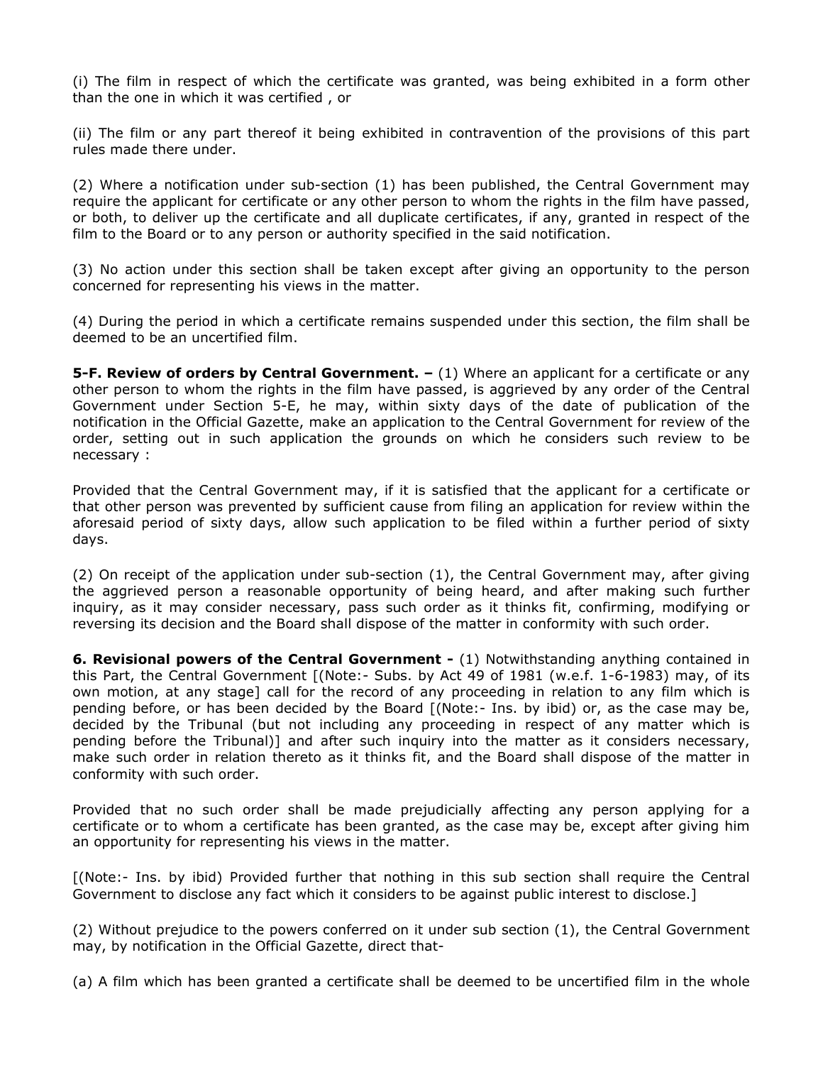(i) The film in respect of which the certificate was granted, was being exhibited in a form other than the one in which it was certified , or

(ii) The film or any part thereof it being exhibited in contravention of the provisions of this part rules made there under.

(2) Where a notification under sub-section (1) has been published, the Central Government may require the applicant for certificate or any other person to whom the rights in the film have passed, or both, to deliver up the certificate and all duplicate certificates, if any, granted in respect of the film to the Board or to any person or authority specified in the said notification.

(3) No action under this section shall be taken except after giving an opportunity to the person concerned for representing his views in the matter.

(4) During the period in which a certificate remains suspended under this section, the film shall be deemed to be an uncertified film.

**5-F. Review of orders by Central Government. –** (1) Where an applicant for a certificate or any other person to whom the rights in the film have passed, is aggrieved by any order of the Central Government under Section 5-E, he may, within sixty days of the date of publication of the notification in the Official Gazette, make an application to the Central Government for review of the order, setting out in such application the grounds on which he considers such review to be necessary :

Provided that the Central Government may, if it is satisfied that the applicant for a certificate or that other person was prevented by sufficient cause from filing an application for review within the aforesaid period of sixty days, allow such application to be filed within a further period of sixty days.

(2) On receipt of the application under sub-section (1), the Central Government may, after giving the aggrieved person a reasonable opportunity of being heard, and after making such further inquiry, as it may consider necessary, pass such order as it thinks fit, confirming, modifying or reversing its decision and the Board shall dispose of the matter in conformity with such order.

**6. Revisional powers of the Central Government -** (1) Notwithstanding anything contained in this Part, the Central Government [(Note:- Subs. by Act 49 of 1981 (w.e.f. 1-6-1983) may, of its own motion, at any stage] call for the record of any proceeding in relation to any film which is pending before, or has been decided by the Board [(Note:- Ins. by ibid) or, as the case may be, decided by the Tribunal (but not including any proceeding in respect of any matter which is pending before the Tribunal)] and after such inquiry into the matter as it considers necessary, make such order in relation thereto as it thinks fit, and the Board shall dispose of the matter in conformity with such order.

Provided that no such order shall be made prejudicially affecting any person applying for a certificate or to whom a certificate has been granted, as the case may be, except after giving him an opportunity for representing his views in the matter.

[(Note:- Ins. by ibid) Provided further that nothing in this sub section shall require the Central Government to disclose any fact which it considers to be against public interest to disclose.]

(2) Without prejudice to the powers conferred on it under sub section (1), the Central Government may, by notification in the Official Gazette, direct that-

(a) A film which has been granted a certificate shall be deemed to be uncertified film in the whole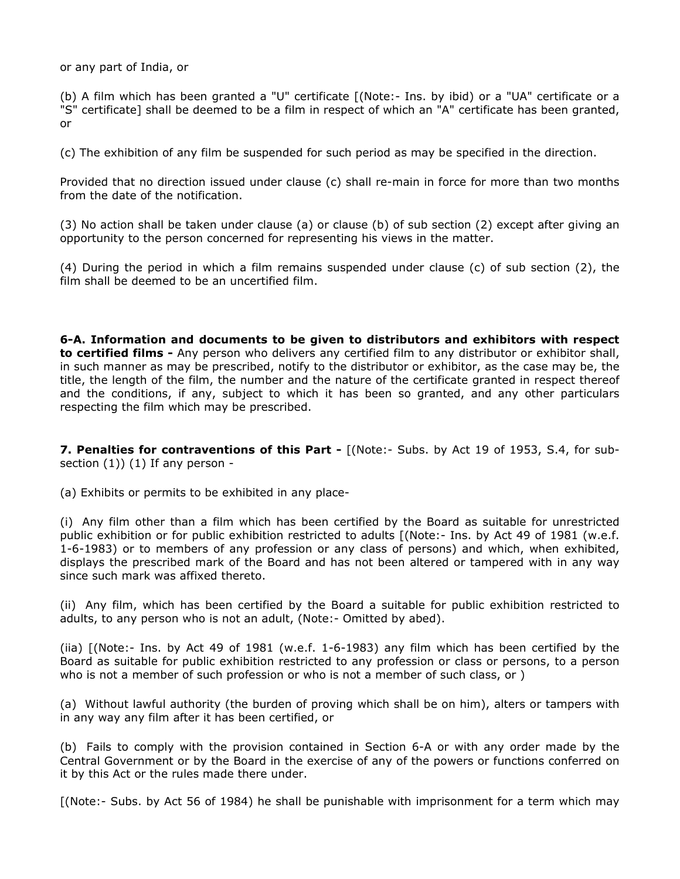or any part of India, or

(b) A film which has been granted a "U" certificate [(Note:- Ins. by ibid) or a "UA" certificate or a "S" certificate] shall be deemed to be a film in respect of which an "A" certificate has been granted, or

(c) The exhibition of any film be suspended for such period as may be specified in the direction.

Provided that no direction issued under clause (c) shall re-main in force for more than two months from the date of the notification.

(3) No action shall be taken under clause (a) or clause (b) of sub section (2) except after giving an opportunity to the person concerned for representing his views in the matter.

(4) During the period in which a film remains suspended under clause (c) of sub section (2), the film shall be deemed to be an uncertified film.

**6-A. Information and documents to be given to distributors and exhibitors with respect to certified films -** Any person who delivers any certified film to any distributor or exhibitor shall, in such manner as may be prescribed, notify to the distributor or exhibitor, as the case may be, the title, the length of the film, the number and the nature of the certificate granted in respect thereof and the conditions, if any, subject to which it has been so granted, and any other particulars respecting the film which may be prescribed.

**7. Penalties for contraventions of this Part -** [(Note:- Subs. by Act 19 of 1953, S.4, for sub-section (1)) (1) If any person -

(a) Exhibits or permits to be exhibited in any place-

(i) Any film other than a film which has been certified by the Board as suitable for unrestricted public exhibition or for public exhibition restricted to adults [(Note:- Ins. by Act 49 of 1981 (w.e.f. 1-6-1983) or to members of any profession or any class of persons) and which, when exhibited, displays the prescribed mark of the Board and has not been altered or tampered with in any way since such mark was affixed thereto.

(ii) Any film, which has been certified by the Board a suitable for public exhibition restricted to adults, to any person who is not an adult, (Note:- Omitted by abed).

(iia) [(Note:- Ins. by Act 49 of 1981 (w.e.f. 1-6-1983) any film which has been certified by the Board as suitable for public exhibition restricted to any profession or class or persons, to a person who is not a member of such profession or who is not a member of such class, or )

(a) Without lawful authority (the burden of proving which shall be on him), alters or tampers with in any way any film after it has been certified, or

(b) Fails to comply with the provision contained in Section 6-A or with any order made by the Central Government or by the Board in the exercise of any of the powers or functions conferred on it by this Act or the rules made there under.

[(Note:- Subs. by Act 56 of 1984) he shall be punishable with imprisonment for a term which may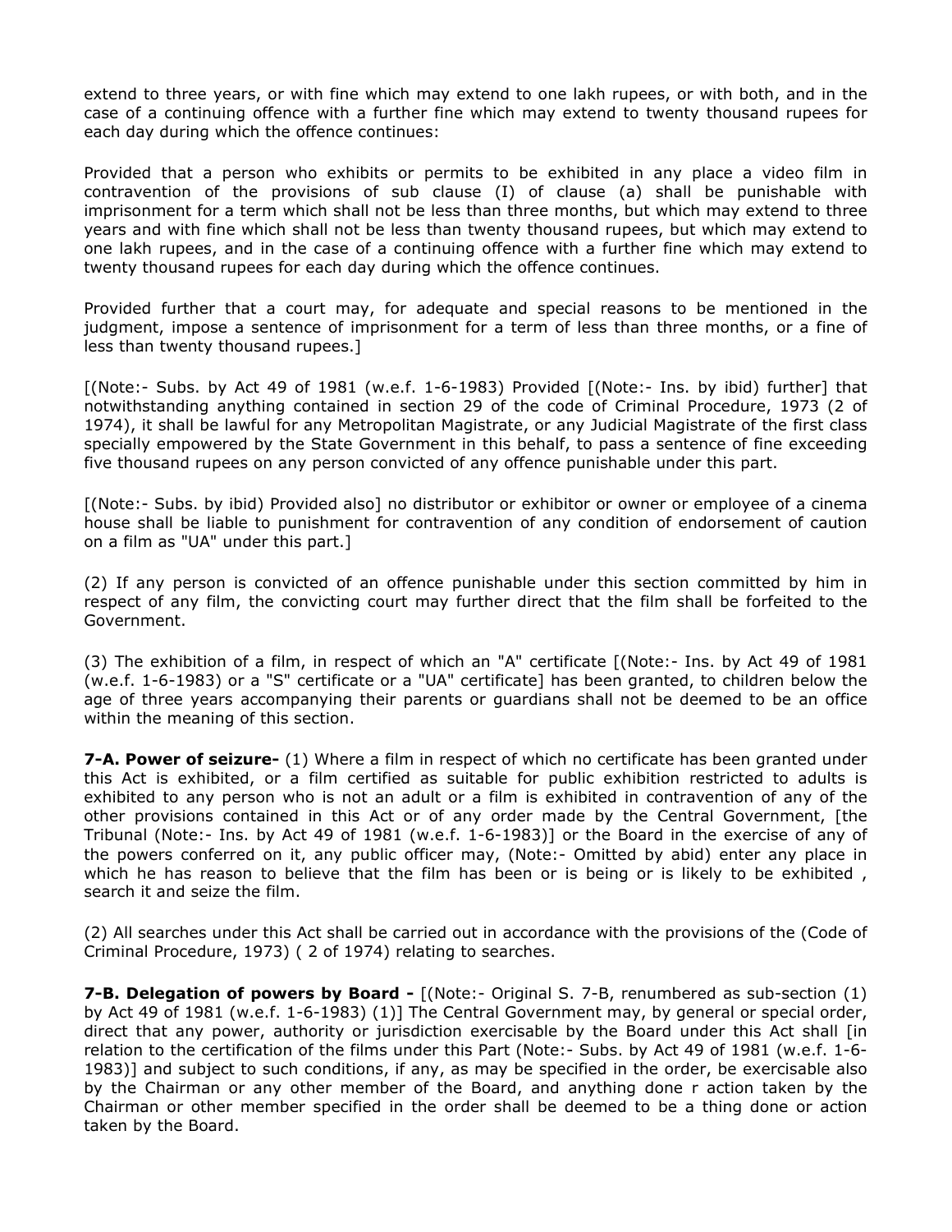extend to three years, or with fine which may extend to one lakh rupees, or with both, and in the case of a continuing offence with a further fine which may extend to twenty thousand rupees for each day during which the offence continues:

Provided that a person who exhibits or permits to be exhibited in any place a video film in contravention of the provisions of sub clause (I) of clause (a) shall be punishable with imprisonment for a term which shall not be less than three months, but which may extend to three years and with fine which shall not be less than twenty thousand rupees, but which may extend to one lakh rupees, and in the case of a continuing offence with a further fine which may extend to twenty thousand rupees for each day during which the offence continues.

Provided further that a court may, for adequate and special reasons to be mentioned in the judgment, impose a sentence of imprisonment for a term of less than three months, or a fine of less than twenty thousand rupees.]

[(Note:- Subs. by Act 49 of 1981 (w.e.f. 1-6-1983) Provided [(Note:- Ins. by ibid) further] that notwithstanding anything contained in section 29 of the code of Criminal Procedure, 1973 (2 of 1974), it shall be lawful for any Metropolitan Magistrate, or any Judicial Magistrate of the first class specially empowered by the State Government in this behalf, to pass a sentence of fine exceeding five thousand rupees on any person convicted of any offence punishable under this part.

[(Note:- Subs. by ibid) Provided also] no distributor or exhibitor or owner or employee of a cinema house shall be liable to punishment for contravention of any condition of endorsement of caution on a film as "UA" under this part.]

(2) If any person is convicted of an offence punishable under this section committed by him in respect of any film, the convicting court may further direct that the film shall be forfeited to the Government.

(3) The exhibition of a film, in respect of which an "A" certificate [(Note:- Ins. by Act 49 of 1981 (w.e.f. 1-6-1983) or a "S" certificate or a "UA" certificate] has been granted, to children below the age of three years accompanying their parents or guardians shall not be deemed to be an office within the meaning of this section.

**7-A. Power of seizure-** (1) Where a film in respect of which no certificate has been granted under this Act is exhibited, or a film certified as suitable for public exhibition restricted to adults is exhibited to any person who is not an adult or a film is exhibited in contravention of any of the other provisions contained in this Act or of any order made by the Central Government, [the Tribunal (Note:- Ins. by Act 49 of 1981 (w.e.f. 1-6-1983)] or the Board in the exercise of any of the powers conferred on it, any public officer may, (Note:- Omitted by abid) enter any place in which he has reason to believe that the film has been or is being or is likely to be exhibited , search it and seize the film.

(2) All searches under this Act shall be carried out in accordance with the provisions of the (Code of Criminal Procedure, 1973) ( 2 of 1974) relating to searches.

**7-B. Delegation of powers by Board -** [(Note:- Original S. 7-B, renumbered as sub-section (1) by Act 49 of 1981 (w.e.f. 1-6-1983) (1)] The Central Government may, by general or special order, direct that any power, authority or jurisdiction exercisable by the Board under this Act shall [in relation to the certification of the films under this Part (Note:- Subs. by Act 49 of 1981 (w.e.f. 1-6-1983)] and subject to such conditions, if any, as may be specified in the order, be exercisable also by the Chairman or any other member of the Board, and anything done r action taken by the Chairman or other member specified in the order shall be deemed to be a thing done or action taken by the Board.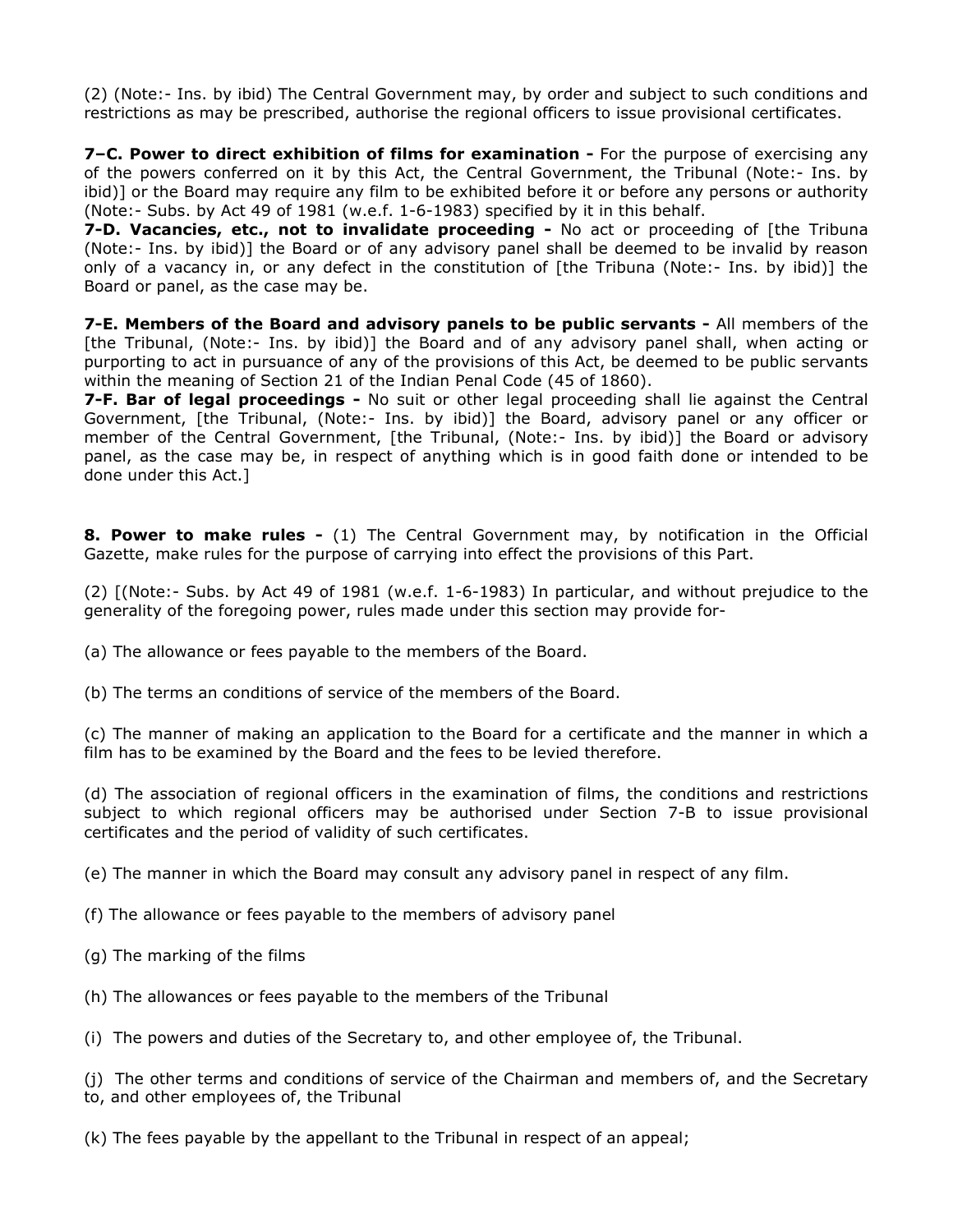(2) (Note:- Ins. by ibid) The Central Government may, by order and subject to such conditions and restrictions as may be prescribed, authorise the regional officers to issue provisional certificates.

**7–C. Power to direct exhibition of films for examination -** For the purpose of exercising any of the powers conferred on it by this Act, the Central Government, the Tribunal (Note:- Ins. by ibid)] or the Board may require any film to be exhibited before it or before any persons or authority (Note:- Subs. by Act 49 of 1981 (w.e.f. 1-6-1983) specified by it in this behalf.

**7-D. Vacancies, etc., not to invalidate proceeding -** No act or proceeding of [the Tribuna (Note:- Ins. by ibid)] the Board or of any advisory panel shall be deemed to be invalid by reason only of a vacancy in, or any defect in the constitution of [the Tribuna (Note:- Ins. by ibid)] the Board or panel, as the case may be.

**7-E. Members of the Board and advisory panels to be public servants -** All members of the [the Tribunal, (Note:- Ins. by ibid)] the Board and of any advisory panel shall, when acting or purporting to act in pursuance of any of the provisions of this Act, be deemed to be public servants within the meaning of Section 21 of the Indian Penal Code (45 of 1860).

**7-F. Bar of legal proceedings -** No suit or other legal proceeding shall lie against the Central Government, [the Tribunal, (Note:- Ins. by ibid)] the Board, advisory panel or any officer or member of the Central Government, [the Tribunal, (Note:- Ins. by ibid)] the Board or advisory panel, as the case may be, in respect of anything which is in good faith done or intended to be done under this Act.]

**8. Power to make rules -** (1) The Central Government may, by notification in the Official Gazette, make rules for the purpose of carrying into effect the provisions of this Part.

(2) [(Note:- Subs. by Act 49 of 1981 (w.e.f. 1-6-1983) In particular, and without prejudice to the generality of the foregoing power, rules made under this section may provide for-

(a) The allowance or fees payable to the members of the Board.

(b) The terms an conditions of service of the members of the Board.

(c) The manner of making an application to the Board for a certificate and the manner in which a film has to be examined by the Board and the fees to be levied therefore.

(d) The association of regional officers in the examination of films, the conditions and restrictions subject to which regional officers may be authorised under Section 7-B to issue provisional certificates and the period of validity of such certificates.

(e) The manner in which the Board may consult any advisory panel in respect of any film.

(f) The allowance or fees payable to the members of advisory panel

(g) The marking of the films

(h) The allowances or fees payable to the members of the Tribunal

(i) The powers and duties of the Secretary to, and other employee of, the Tribunal.

(j) The other terms and conditions of service of the Chairman and members of, and the Secretary to, and other employees of, the Tribunal

(k) The fees payable by the appellant to the Tribunal in respect of an appeal;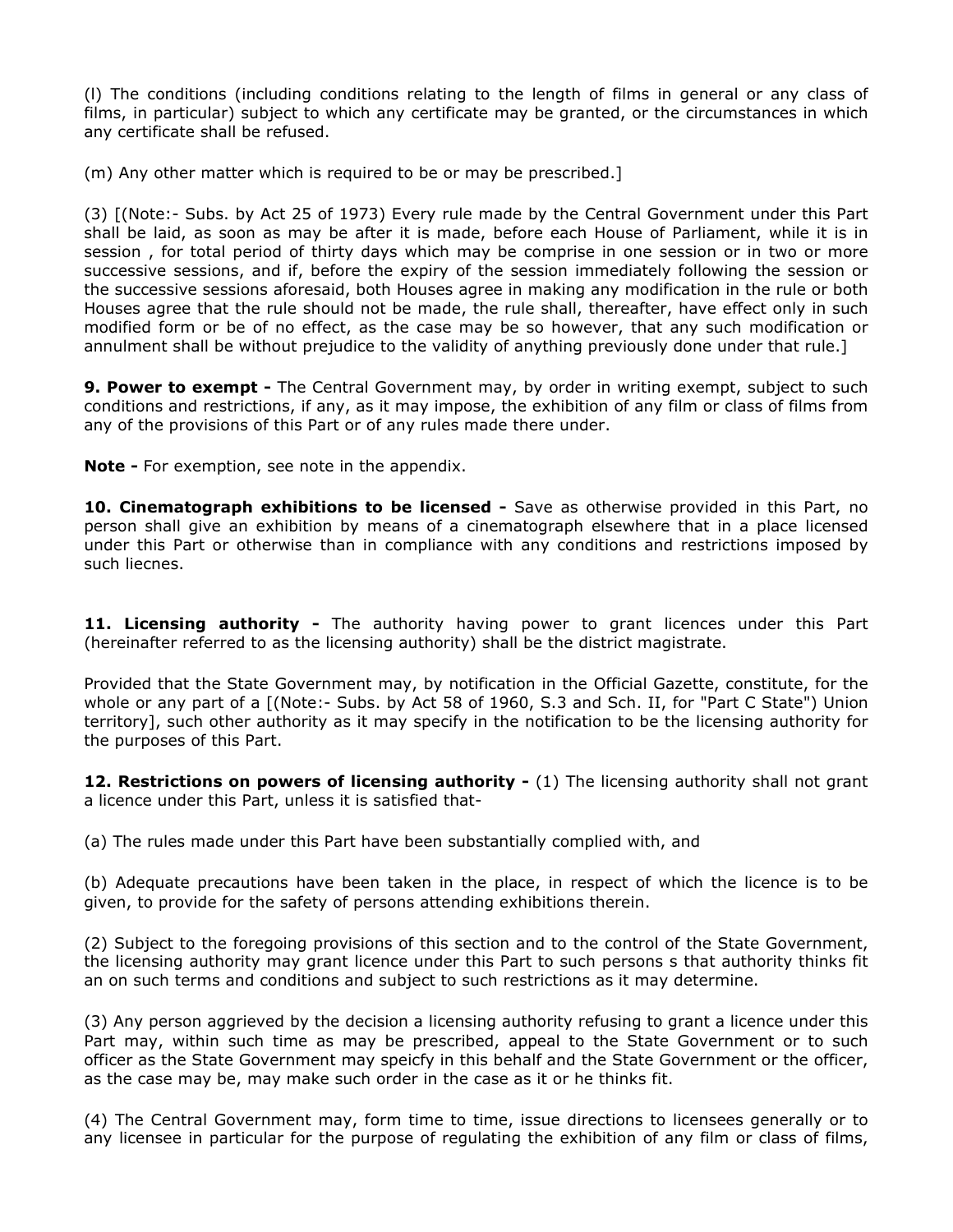(l) The conditions (including conditions relating to the length of films in general or any class of films, in particular) subject to which any certificate may be granted, or the circumstances in which any certificate shall be refused.

(m) Any other matter which is required to be or may be prescribed.]

(3) [(Note:- Subs. by Act 25 of 1973) Every rule made by the Central Government under this Part shall be laid, as soon as may be after it is made, before each House of Parliament, while it is in session , for total period of thirty days which may be comprise in one session or in two or more successive sessions, and if, before the expiry of the session immediately following the session or the successive sessions aforesaid, both Houses agree in making any modification in the rule or both Houses agree that the rule should not be made, the rule shall, thereafter, have effect only in such modified form or be of no effect, as the case may be so however, that any such modification or annulment shall be without prejudice to the validity of anything previously done under that rule.]

**9. Power to exempt -** The Central Government may, by order in writing exempt, subject to such conditions and restrictions, if any, as it may impose, the exhibition of any film or class of films from any of the provisions of this Part or of any rules made there under.

**Note -** For exemption, see note in the appendix.

**10. Cinematograph exhibitions to be licensed -** Save as otherwise provided in this Part, no person shall give an exhibition by means of a cinematograph elsewhere that in a place licensed under this Part or otherwise than in compliance with any conditions and restrictions imposed by such liecnes.

**11. Licensing authority -** The authority having power to grant licences under this Part (hereinafter referred to as the licensing authority) shall be the district magistrate.

Provided that the State Government may, by notification in the Official Gazette, constitute, for the whole or any part of a [(Note:- Subs. by Act 58 of 1960, S.3 and Sch. II, for "Part C State") Union territory], such other authority as it may specify in the notification to be the licensing authority for the purposes of this Part.

**12. Restrictions on powers of licensing authority -** (1) The licensing authority shall not grant a licence under this Part, unless it is satisfied that-

(a) The rules made under this Part have been substantially complied with, and

(b) Adequate precautions have been taken in the place, in respect of which the licence is to be given, to provide for the safety of persons attending exhibitions therein.

(2) Subject to the foregoing provisions of this section and to the control of the State Government, the licensing authority may grant licence under this Part to such persons s that authority thinks fit an on such terms and conditions and subject to such restrictions as it may determine.

(3) Any person aggrieved by the decision a licensing authority refusing to grant a licence under this Part may, within such time as may be prescribed, appeal to the State Government or to such officer as the State Government may speicfy in this behalf and the State Government or the officer, as the case may be, may make such order in the case as it or he thinks fit.

(4) The Central Government may, form time to time, issue directions to licensees generally or to any licensee in particular for the purpose of regulating the exhibition of any film or class of films,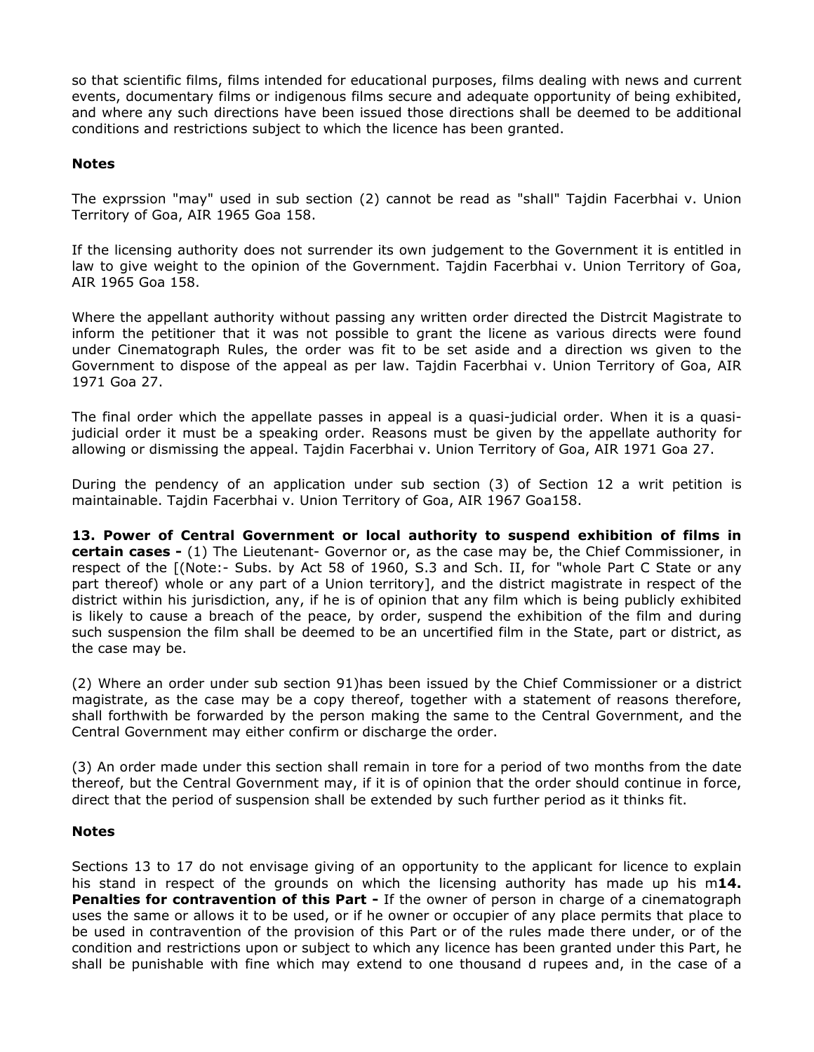so that scientific films, films intended for educational purposes, films dealing with news and current events, documentary films or indigenous films secure and adequate opportunity of being exhibited, and where any such directions have been issued those directions shall be deemed to be additional conditions and restrictions subject to which the licence has been granted.

**Notes**

The exprssion "may" used in sub section (2) cannot be read as "shall" Tajdin Facerbhai v. Union Territory of Goa, AIR 1965 Goa 158.

If the licensing authority does not surrender its own judgement to the Government it is entitled in law to give weight to the opinion of the Government. Tajdin Facerbhai v. Union Territory of Goa, AIR 1965 Goa 158.

Where the appellant authority without passing any written order directed the Distrcit Magistrate to inform the petitioner that it was not possible to grant the licene as various directs were found under Cinematograph Rules, the order was fit to be set aside and a direction ws given to the Government to dispose of the appeal as per law. Tajdin Facerbhai v. Union Territory of Goa, AIR 1971 Goa 27.

The final order which the appellate passes in appeal is a quasi-judicial order. When it is a quasi-judicial order it must be a speaking order. Reasons must be given by the appellate authority for allowing or dismissing the appeal. Tajdin Facerbhai v. Union Territory of Goa, AIR 1971 Goa 27.

During the pendency of an application under sub section (3) of Section 12 a writ petition is maintainable. Tajdin Facerbhai v. Union Territory of Goa, AIR 1967 Goa158.

**13. Power of Central Government or local authority to suspend exhibition of films in certain cases -** (1) The Lieutenant- Governor or, as the case may be, the Chief Commissioner, in respect of the [(Note:- Subs. by Act 58 of 1960, S.3 and Sch. II, for "whole Part C State or any part thereof) whole or any part of a Union territory], and the district magistrate in respect of the district within his jurisdiction, any, if he is of opinion that any film which is being publicly exhibited is likely to cause a breach of the peace, by order, suspend the exhibition of the film and during such suspension the film shall be deemed to be an uncertified film in the State, part or district, as the case may be.

(2) Where an order under sub section 91)has been issued by the Chief Commissioner or a district magistrate, as the case may be a copy thereof, together with a statement of reasons therefore, shall forthwith be forwarded by the person making the same to the Central Government, and the Central Government may either confirm or discharge the order.

(3) An order made under this section shall remain in tore for a period of two months from the date thereof, but the Central Government may, if it is of opinion that the order should continue in force, direct that the period of suspension shall be extended by such further period as it thinks fit.

**Notes**

Sections 13 to 17 do not envisage giving of an opportunity to the applicant for licence to explain his stand in respect of the grounds on which the licensing authority has made up his m**14. Penalties for contravention of this Part -** If the owner of person in charge of a cinematograph uses the same or allows it to be used, or if he owner or occupier of any place permits that place to be used in contravention of the provision of this Part or of the rules made there under, or of the condition and restrictions upon or subject to which any licence has been granted under this Part, he shall be punishable with fine which may extend to one thousand d rupees and, in the case of a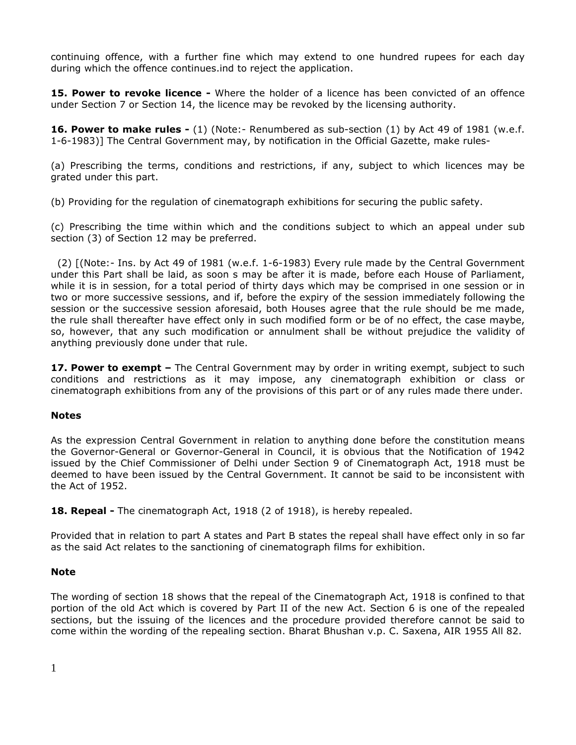continuing offence, with a further fine which may extend to one hundred rupees for each day during which the offence continues.ind to reject the application.

**15. Power to revoke licence -** Where the holder of a licence has been convicted of an offence under Section 7 or Section 14, the licence may be revoked by the licensing authority.

**16. Power to make rules -** (1) (Note:- Renumbered as sub-section (1) by Act 49 of 1981 (w.e.f. 1-6-1983)] The Central Government may, by notification in the Official Gazette, make rules-

(a) Prescribing the terms, conditions and restrictions, if any, subject to which licences may be grated under this part.

(b) Providing for the regulation of cinematograph exhibitions for securing the public safety.

(c) Prescribing the time within which and the conditions subject to which an appeal under sub section (3) of Section 12 may be preferred.

(2) [(Note:- Ins. by Act 49 of 1981 (w.e.f. 1-6-1983) Every rule made by the Central Government under this Part shall be laid, as soon s may be after it is made, before each House of Parliament, while it is in session, for a total period of thirty days which may be comprised in one session or in two or more successive sessions, and if, before the expiry of the session immediately following the session or the successive session aforesaid, both Houses agree that the rule should be me made, the rule shall thereafter have effect only in such modified form or be of no effect, the case maybe, so, however, that any such modification or annulment shall be without prejudice the validity of anything previously done under that rule.

**17. Power to exempt –** The Central Government may by order in writing exempt, subject to such conditions and restrictions as it may impose, any cinematograph exhibition or class or cinematograph exhibitions from any of the provisions of this part or of any rules made there under.

**Notes**

As the expression Central Government in relation to anything done before the constitution means the Governor-General or Governor-General in Council, it is obvious that the Notification of 1942 issued by the Chief Commissioner of Delhi under Section 9 of Cinematograph Act, 1918 must be deemed to have been issued by the Central Government. It cannot be said to be inconsistent with the Act of 1952.

**18. Repeal -** The cinematograph Act, 1918 (2 of 1918), is hereby repealed.

Provided that in relation to part A states and Part B states the repeal shall have effect only in so far as the said Act relates to the sanctioning of cinematograph films for exhibition.

**Note**

The wording of section 18 shows that the repeal of the Cinematograph Act, 1918 is confined to that portion of the old Act which is covered by Part II of the new Act. Section 6 is one of the repealed sections, but the issuing of the licences and the procedure provided therefore cannot be said to come within the wording of the repealing section. Bharat Bhushan v.p. C. Saxena, AIR 1955 All 82.